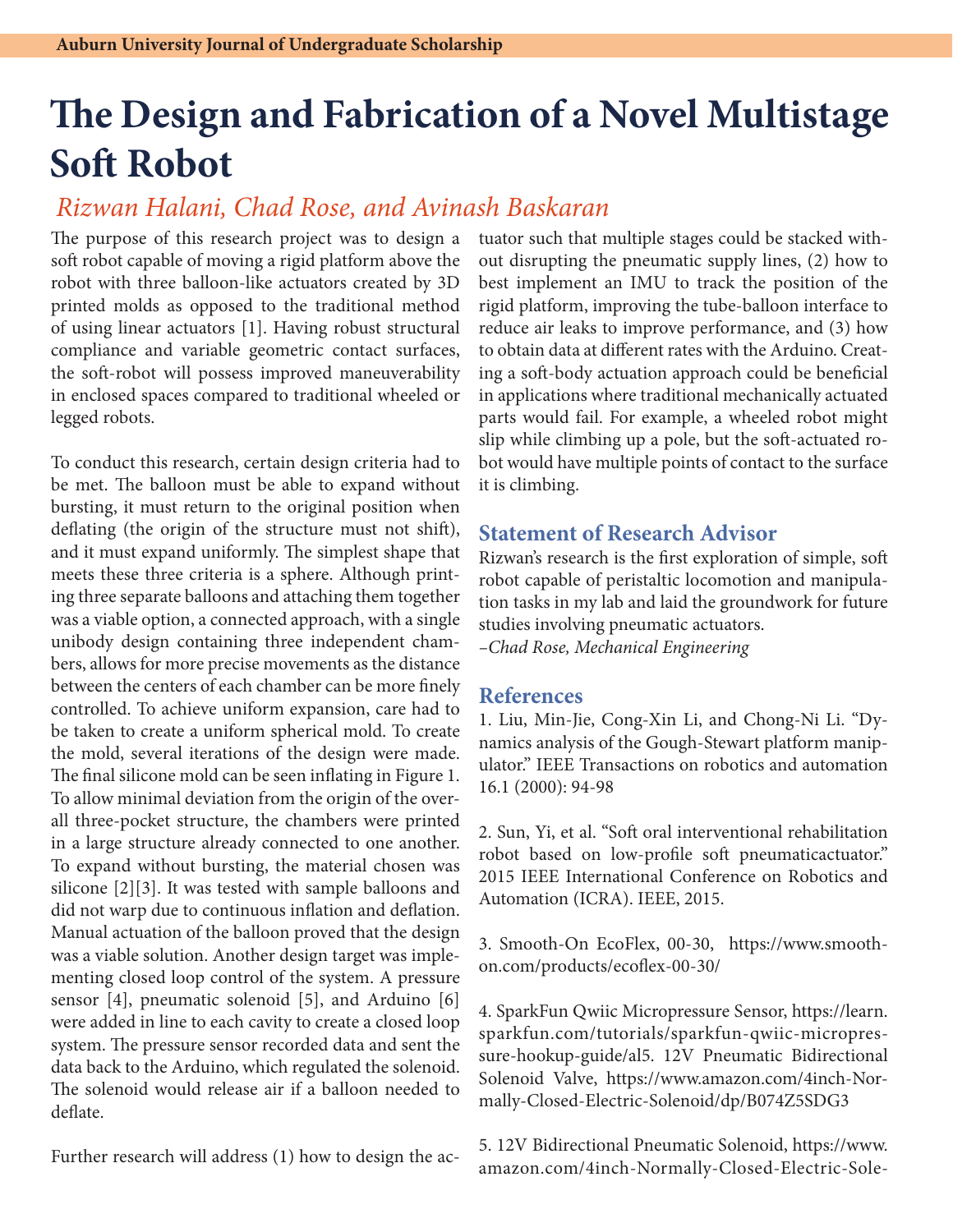# The Design and Fabrication of a Novel Multistage Soft Robot

*Rizwan Halani, Chad Rose, and Avinash Baskaran*

The purpose of this research project was to design a soft robot capable of moving a rigid platform above the robot with three balloon-like actuators created by 3D printed molds as opposed to the traditional method of using linear actuators [1]. Having robust structural compliance and variable geometric contact surfaces, the soft-robot will possess improved maneuverability in enclosed spaces compared to traditional wheeled or legged robots.

To conduct this research, certain design criteria had to be met. The balloon must be able to expand without bursting, it must return to the original position when deflating (the origin of the structure must not shift), and it must expand uniformly. The simplest shape that meets these three criteria is a sphere. Although printing three separate balloons and attaching them together was a viable option, a connected approach, with a single unibody design containing three independent chambers, allows for more precise movements as the distance between the centers of each chamber can be more finely controlled. To achieve uniform expansion, care had to be taken to create a uniform spherical mold. To create the mold, several iterations of the design were made. The final silicone mold can be seen inflating in Figure 1. To allow minimal deviation from the origin of the overall three-pocket structure, the chambers were printed in a large structure already connected to one another. To expand without bursting, the material chosen was silicone [2][3]. It was tested with sample balloons and did not warp due to continuous inflation and deflation. Manual actuation of the balloon proved that the design was a viable solution. Another design target was implementing closed loop control of the system. A pressure sensor [4], pneumatic solenoid [5], and Arduino [6] were added in line to each cavity to create a closed loop system. The pressure sensor recorded data and sent the data back to the Arduino, which regulated the solenoid. The solenoid would release air if a balloon needed to deflate.

Further research will address (1) how to design the actuator such that multiple stages could be stacked without disrupting the pneumatic supply lines, (2) how to best implement an IMU to track the position of the rigid platform, improving the tube-balloon interface to reduce air leaks to improve performance, and (3) how to obtain data at different rates with the Arduino. Creating a soft-body actuation approach could be beneficial in applications where traditional mechanically actuated parts would fail. For example, a wheeled robot might slip while climbing up a pole, but the soft-actuated robot would have multiple points of contact to the surface it is climbing.

## Statement of Research Advisor

Rizwan's research is the first exploration of simple, soft robot capable of peristaltic locomotion and manipulation tasks in my lab and laid the groundwork for future studies involving pneumatic actuators.

*–Chad Rose, Mechanical Engineering*

## References

1. Liu, Min-Jie, Cong-Xin Li, and Chong-Ni Li. "Dynamics analysis of the Gough-Stewart platform manipulator." IEEE Transactions on robotics and automation 16.1 (2000): 94-98

2. Sun, Yi, et al. "Soft oral interventional rehabilitation robot based on low-profile soft pneumaticactuator." 2015 IEEE International Conference on Robotics and Automation (ICRA). IEEE, 2015.

3. Smooth-On EcoFlex, 00-30, https://www.smooth-on.com/products/ecoflex-00-30/

4. SparkFun Qwiic Micropressure Sensor, https://learn.sparkfun.com/tutorials/sparkfun-qwiic-micropressure-hookup-guide/al5. 12V Pneumatic Bidirectional Solenoid Valve, https://www.amazon.com/4inch-Normally-Closed-Electric-Solenoid/dp/B074Z5SDG3

5. 12V Bidirectional Pneumatic Solenoid, https://www.amazon.com/4inch-Normally-Closed-Electric-Sole-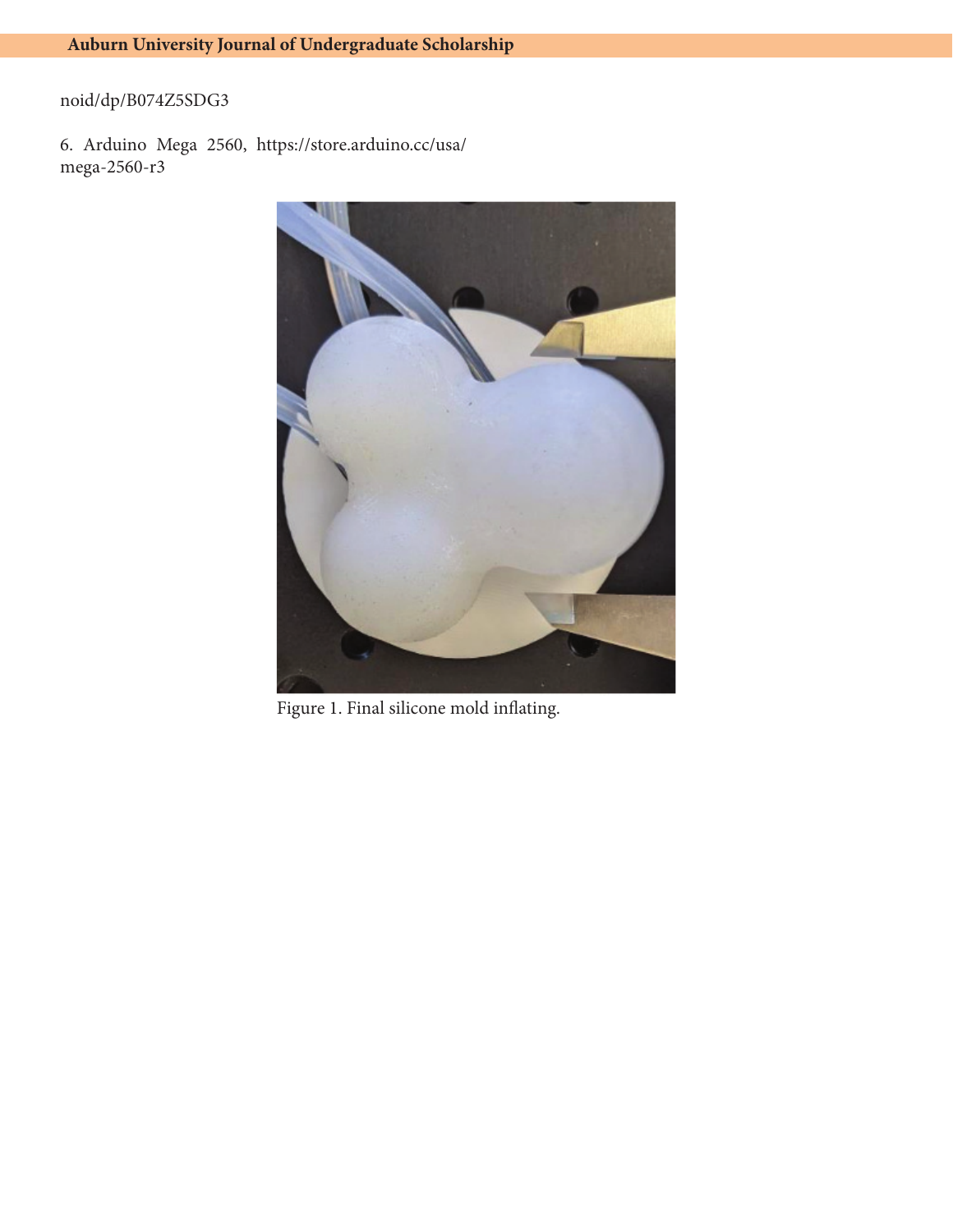noid/dp/B074Z5SDG3

6. Arduino Mega 2560, https://store.arduino.cc/usa/mega-2560-r3

Figure 1. Final silicone mold inflating.